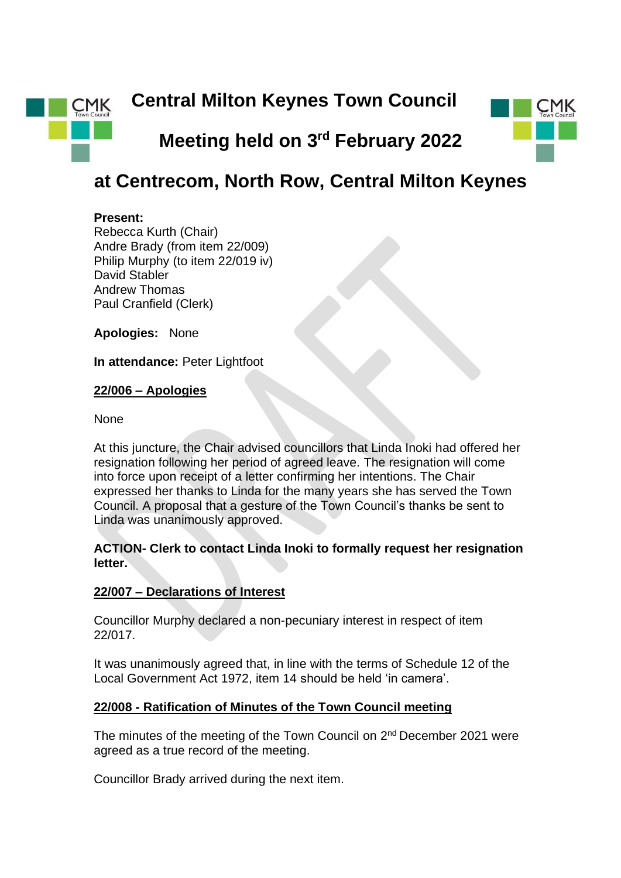# Central Milton Keynes Town Council

## Meeting held on 3rd February 2022

# at Centrecom, North Row, Central Milton Keynes

**Present:**
Rebecca Kurth (Chair)
Andre Brady (from item 22/009)
Philip Murphy (to item 22/019 iv)
David Stabler
Andrew Thomas
Paul Cranfield (Clerk)

**Apologies:** None

**In attendance:** Peter Lightfoot

**22/006 – Apologies**

None

At this juncture, the Chair advised councillors that Linda Inoki had offered her resignation following her period of agreed leave. The resignation will come into force upon receipt of a letter confirming her intentions. The Chair expressed her thanks to Linda for the many years she has served the Town Council. A proposal that a gesture of the Town Council's thanks be sent to Linda was unanimously approved.

**ACTION- Clerk to contact Linda Inoki to formally request her resignation letter.**

**22/007 – Declarations of Interest**

Councillor Murphy declared a non-pecuniary interest in respect of item 22/017.

It was unanimously agreed that, in line with the terms of Schedule 12 of the Local Government Act 1972, item 14 should be held 'in camera'.

**22/008 - Ratification of Minutes of the Town Council meeting**

The minutes of the meeting of the Town Council on 2nd December 2021 were agreed as a true record of the meeting.

Councillor Brady arrived during the next item.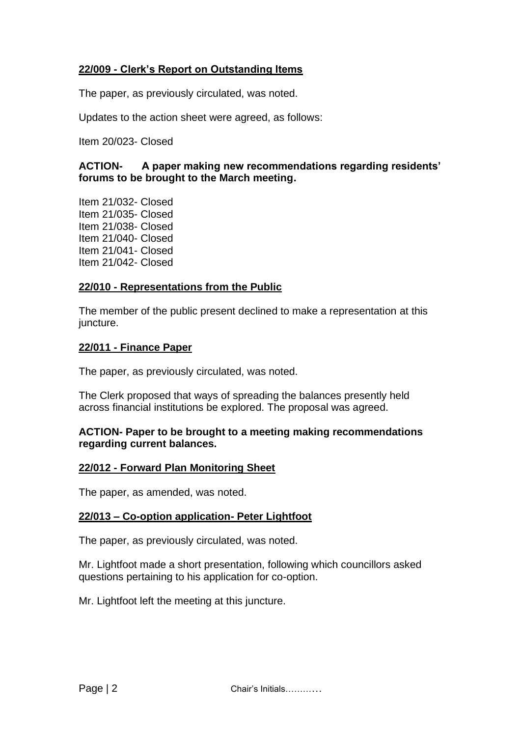**22/009 - Clerk's Report on Outstanding Items**

The paper, as previously circulated, was noted.

Updates to the action sheet were agreed, as follows:

Item 20/023- Closed

**ACTION- A paper making new recommendations regarding residents' forums to be brought to the March meeting.**

Item 21/032- Closed
Item 21/035- Closed
Item 21/038- Closed
Item 21/040- Closed
Item 21/041- Closed
Item 21/042- Closed

**22/010 - Representations from the Public**

The member of the public present declined to make a representation at this juncture.

**22/011 - Finance Paper**

The paper, as previously circulated, was noted.

The Clerk proposed that ways of spreading the balances presently held across financial institutions be explored. The proposal was agreed.

**ACTION- Paper to be brought to a meeting making recommendations regarding current balances.**

**22/012 - Forward Plan Monitoring Sheet**

The paper, as amended, was noted.

**22/013 – Co-option application- Peter Lightfoot**

The paper, as previously circulated, was noted.

Mr. Lightfoot made a short presentation, following which councillors asked questions pertaining to his application for co-option.

Mr. Lightfoot left the meeting at this juncture.

Chair's Initials………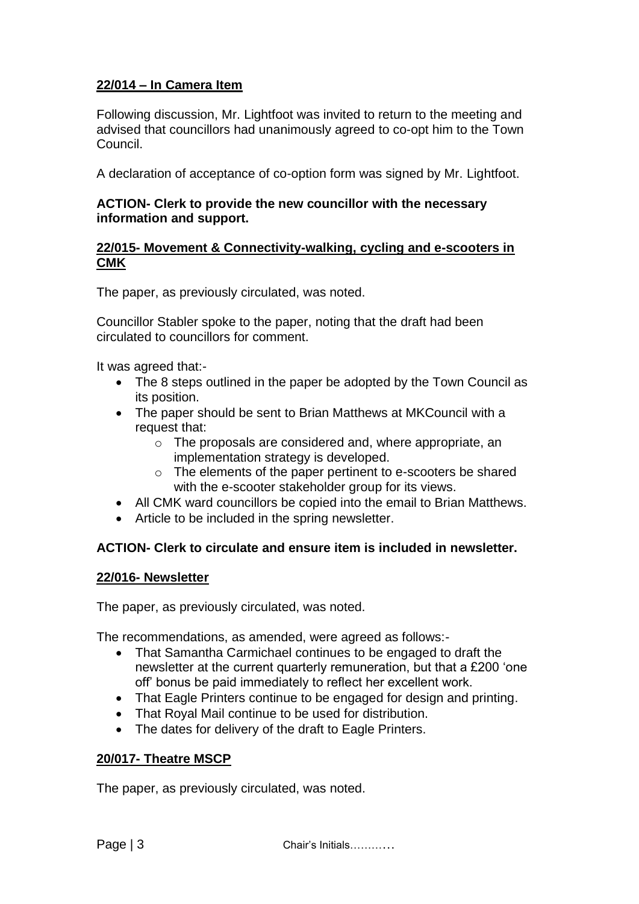**22/014 – In Camera Item**

Following discussion, Mr. Lightfoot was invited to return to the meeting and advised that councillors had unanimously agreed to co-opt him to the Town Council.

A declaration of acceptance of co-option form was signed by Mr. Lightfoot.

**ACTION- Clerk to provide the new councillor with the necessary information and support.**

**22/015- Movement & Connectivity-walking, cycling and e-scooters in CMK**

The paper, as previously circulated, was noted.

Councillor Stabler spoke to the paper, noting that the draft had been circulated to councillors for comment.

It was agreed that:-

- The 8 steps outlined in the paper be adopted by the Town Council as its position.
- The paper should be sent to Brian Matthews at MKCouncil with a request that:
  - The proposals are considered and, where appropriate, an implementation strategy is developed.
  - The elements of the paper pertinent to e-scooters be shared with the e-scooter stakeholder group for its views.
- All CMK ward councillors be copied into the email to Brian Matthews.
- Article to be included in the spring newsletter.

**ACTION- Clerk to circulate and ensure item is included in newsletter.**

**22/016- Newsletter**

The paper, as previously circulated, was noted.

The recommendations, as amended, were agreed as follows:-

- That Samantha Carmichael continues to be engaged to draft the newsletter at the current quarterly remuneration, but that a £200 'one off' bonus be paid immediately to reflect her excellent work.
- That Eagle Printers continue to be engaged for design and printing.
- That Royal Mail continue to be used for distribution.
- The dates for delivery of the draft to Eagle Printers.

**20/017- Theatre MSCP**

The paper, as previously circulated, was noted.

Chair's Initials………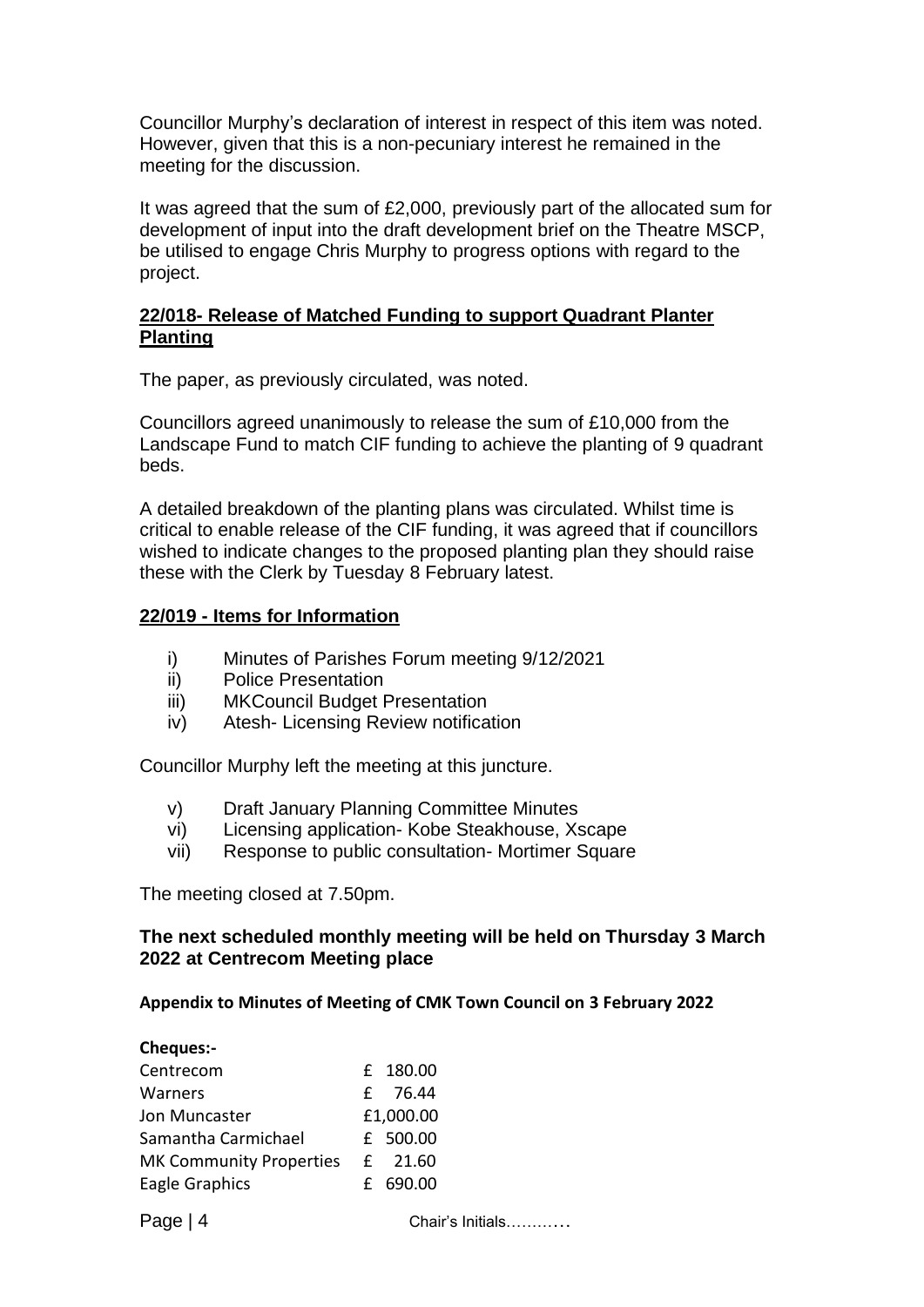Councillor Murphy's declaration of interest in respect of this item was noted. However, given that this is a non-pecuniary interest he remained in the meeting for the discussion.

It was agreed that the sum of £2,000, previously part of the allocated sum for development of input into the draft development brief on the Theatre MSCP, be utilised to engage Chris Murphy to progress options with regard to the project.

**22/018- Release of Matched Funding to support Quadrant Planter Planting**

The paper, as previously circulated, was noted.

Councillors agreed unanimously to release the sum of £10,000 from the Landscape Fund to match CIF funding to achieve the planting of 9 quadrant beds.

A detailed breakdown of the planting plans was circulated. Whilst time is critical to enable release of the CIF funding, it was agreed that if councillors wished to indicate changes to the proposed planting plan they should raise these with the Clerk by Tuesday 8 February latest.

**22/019 - Items for Information**

- i) Minutes of Parishes Forum meeting 9/12/2021
- ii) Police Presentation
- iii) MKCouncil Budget Presentation
- iv) Atesh- Licensing Review notification

Councillor Murphy left the meeting at this juncture.

- v) Draft January Planning Committee Minutes
- vi) Licensing application- Kobe Steakhouse, Xscape
- vii) Response to public consultation- Mortimer Square

The meeting closed at 7.50pm.

**The next scheduled monthly meeting will be held on Thursday 3 March 2022 at Centrecom Meeting place**

**Appendix to Minutes of Meeting of CMK Town Council on 3 February 2022**

**Cheques:-**

| | |
|---|---|
| Centrecom | £ 180.00 |
| Warners | £ 76.44 |
| Jon Muncaster | £1,000.00 |
| Samantha Carmichael | £ 500.00 |
| MK Community Properties | £ 21.60 |
| Eagle Graphics | £ 690.00 |

Chair's Initials…….…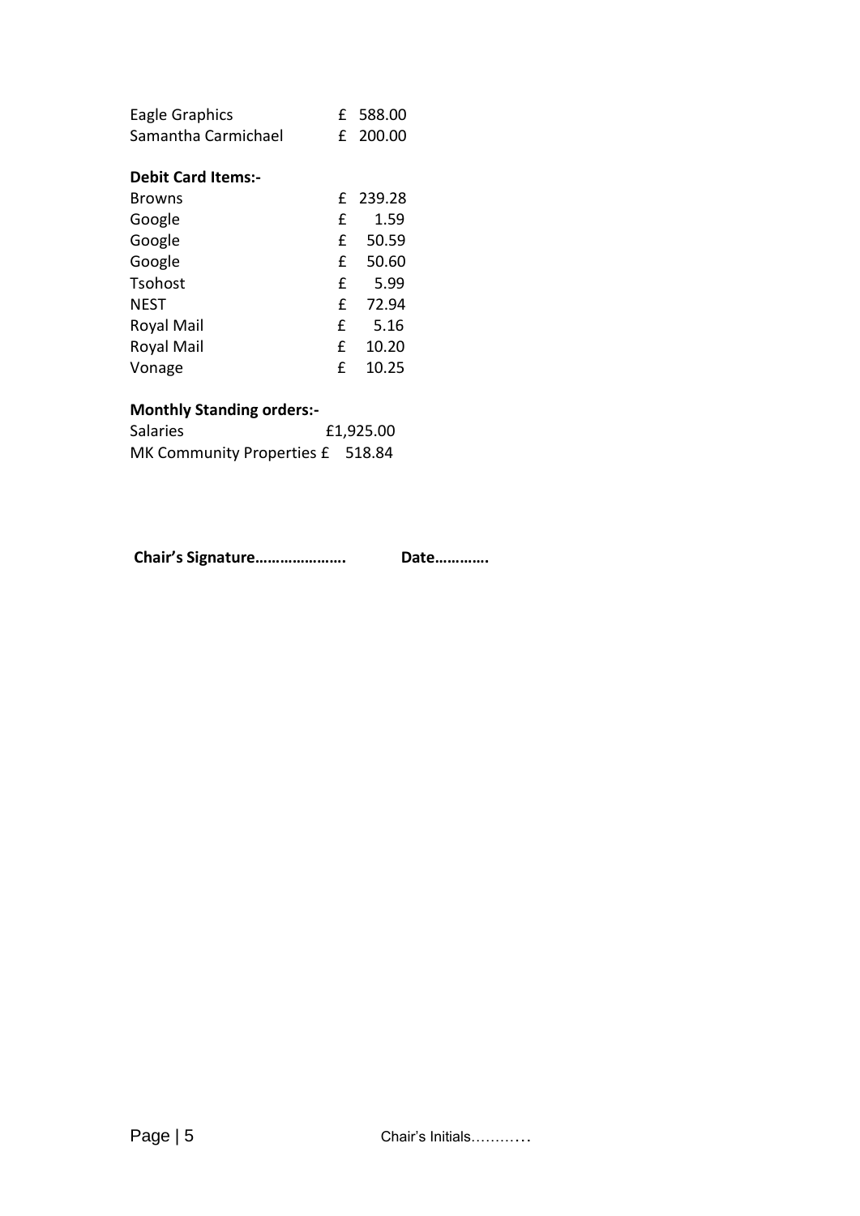| | |
|---|---|
| Eagle Graphics | £ 588.00 |
| Samantha Carmichael | £ 200.00 |

**Debit Card Items:-**

| | |
|---|---|
| Browns | £ 239.28 |
| Google | £ 1.59 |
| Google | £ 50.59 |
| Google | £ 50.60 |
| Tsohost | £ 5.99 |
| NEST | £ 72.94 |
| Royal Mail | £ 5.16 |
| Royal Mail | £ 10.20 |
| Vonage | £ 10.25 |

**Monthly Standing orders:-**

| | |
|---|---|
| Salaries | £1,925.00 |
| MK Community Properties | £ 518.84 |

**Chair's Signature…………………. Date………….**

Chair's Initials……….